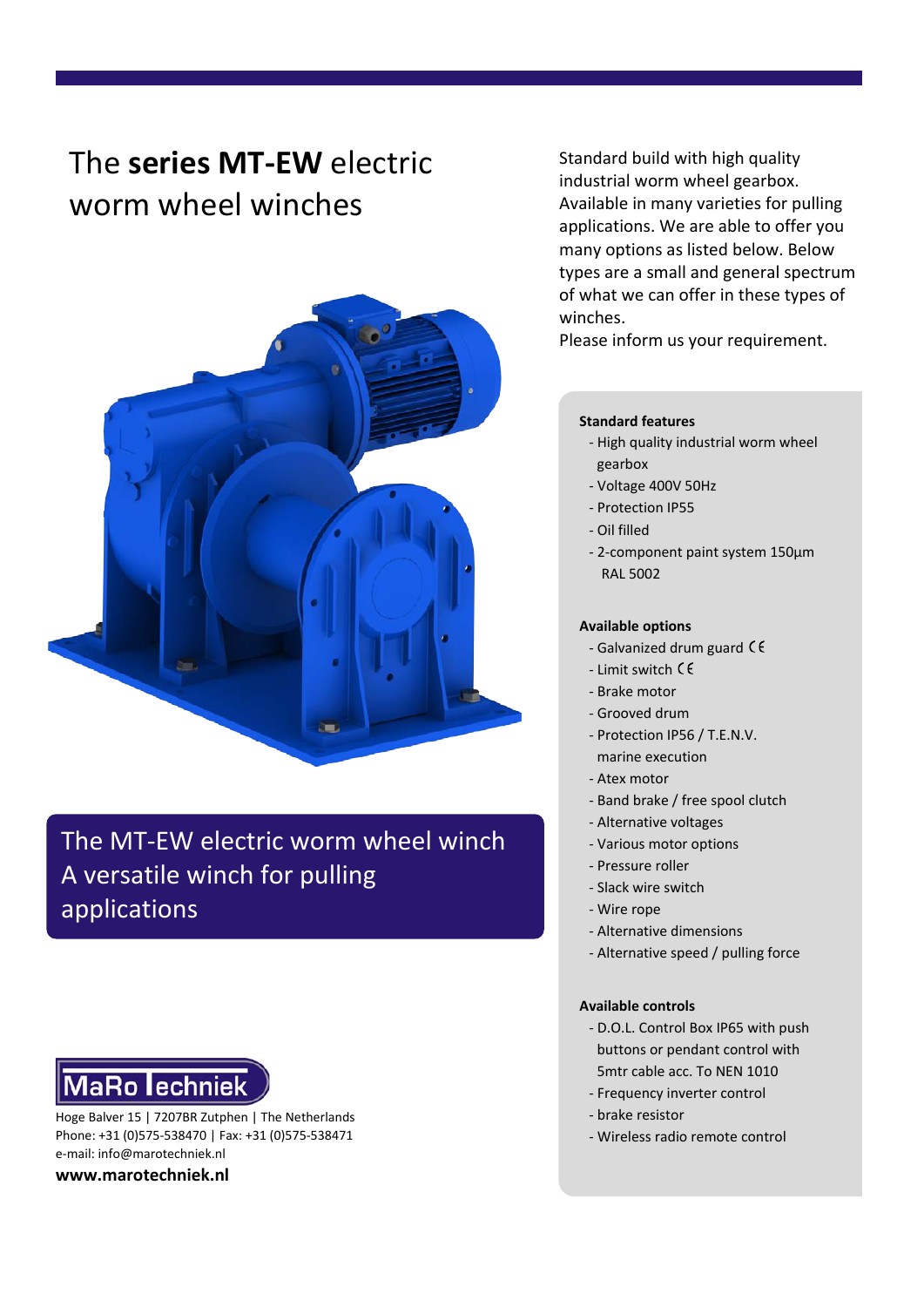# The **series MT-EW** electric worm wheel winches

Standard build with high quality industrial worm wheel gearbox. Available in many varieties for pulling applications. We are able to offer you many options as listed below. Below types are a small and general spectrum of what we can offer in these types of winches.
Please inform us your requirement.

## The MT-EW electric worm wheel winch A versatile winch for pulling applications

**Standard features**

- High quality industrial worm wheel gearbox
- Voltage 400V 50Hz
- Protection IP55
- Oil filled
- 2-component paint system 150µm RAL 5002

**Available options**

- Galvanized drum guard CE
- Limit switch CE
- Brake motor
- Grooved drum
- Protection IP56 / T.E.N.V. marine execution
- Atex motor
- Band brake / free spool clutch
- Alternative voltages
- Various motor options
- Pressure roller
- Slack wire switch
- Wire rope
- Alternative dimensions
- Alternative speed / pulling force

**Available controls**

- D.O.L. Control Box IP65 with push buttons or pendant control with 5mtr cable acc. To NEN 1010
- Frequency inverter control
- brake resistor
- Wireless radio remote control

MaRo Techniek

Hoge Balver 15 | 7207BR Zutphen | The Netherlands
Phone: +31 (0)575-538470 | Fax: +31 (0)575-538471
e-mail: info@marotechniek.nl
**www.marotechniek.nl**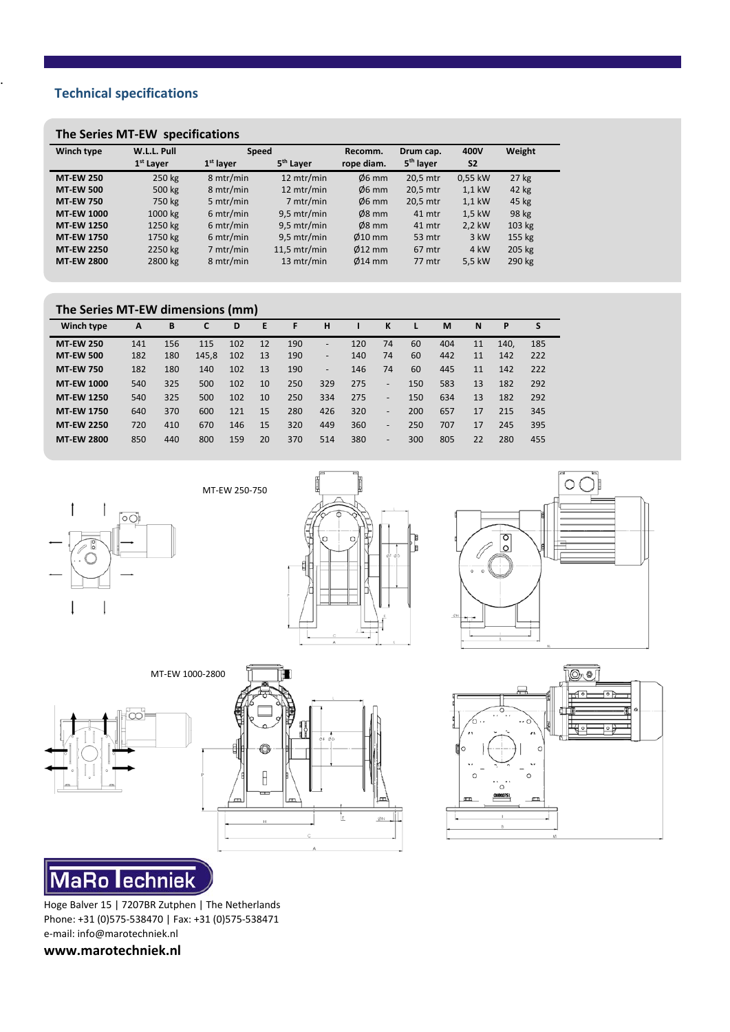## Technical specifications

### The Series MT-EW specifications

| Winch type | W.L.L. Pull 1st Layer | Speed 1st layer | 5th Layer | Recomm. rope diam. | Drum cap. 5th layer | 400V S2 | Weight |
|---|---|---|---|---|---|---|---|
| **MT-EW 250** | 250 kg | 8 mtr/min | 12 mtr/min | Ø6 mm | 20,5 mtr | 0,55 kW | 27 kg |
| **MT-EW 500** | 500 kg | 8 mtr/min | 12 mtr/min | Ø6 mm | 20,5 mtr | 1,1 kW | 42 kg |
| **MT-EW 750** | 750 kg | 5 mtr/min | 7 mtr/min | Ø6 mm | 20,5 mtr | 1,1 kW | 45 kg |
| **MT-EW 1000** | 1000 kg | 6 mtr/min | 9,5 mtr/min | Ø8 mm | 41 mtr | 1,5 kW | 98 kg |
| **MT-EW 1250** | 1250 kg | 6 mtr/min | 9,5 mtr/min | Ø8 mm | 41 mtr | 2,2 kW | 103 kg |
| **MT-EW 1750** | 1750 kg | 6 mtr/min | 9,5 mtr/min | Ø10 mm | 53 mtr | 3 kW | 155 kg |
| **MT-EW 2250** | 2250 kg | 7 mtr/min | 11,5 mtr/min | Ø12 mm | 67 mtr | 4 kW | 205 kg |
| **MT-EW 2800** | 2800 kg | 8 mtr/min | 13 mtr/min | Ø14 mm | 77 mtr | 5,5 kW | 290 kg |

### The Series MT-EW dimensions (mm)

| Winch type | A | B | C | D | E | F | H | I | K | L | M | N | P | S |
|---|---|---|---|---|---|---|---|---|---|---|---|---|---|---|
| **MT-EW 250** | 141 | 156 | 115 | 102 | 12 | 190 | - | 120 | 74 | 60 | 404 | 11 | 140, | 185 |
| **MT-EW 500** | 182 | 180 | 145,8 | 102 | 13 | 190 | - | 140 | 74 | 60 | 442 | 11 | 142 | 222 |
| **MT-EW 750** | 182 | 180 | 140 | 102 | 13 | 190 | - | 146 | 74 | 60 | 445 | 11 | 142 | 222 |
| **MT-EW 1000** | 540 | 325 | 500 | 102 | 10 | 250 | 329 | 275 | - | 150 | 583 | 13 | 182 | 292 |
| **MT-EW 1250** | 540 | 325 | 500 | 102 | 10 | 250 | 334 | 275 | - | 150 | 634 | 13 | 182 | 292 |
| **MT-EW 1750** | 640 | 370 | 600 | 121 | 15 | 280 | 426 | 320 | - | 200 | 657 | 17 | 215 | 345 |
| **MT-EW 2250** | 720 | 410 | 670 | 146 | 15 | 320 | 449 | 360 | - | 250 | 707 | 17 | 245 | 395 |
| **MT-EW 2800** | 850 | 440 | 800 | 159 | 20 | 370 | 514 | 380 | - | 300 | 805 | 22 | 280 | 455 |

MT-EW 250-750

MT-EW 1000-2800

MaRo Techniek

Hoge Balver 15 | 7207BR Zutphen | The Netherlands
Phone: +31 (0)575-538470 | Fax: +31 (0)575-538471
e-mail: info@marotechniek.nl

**www.marotechniek.nl**